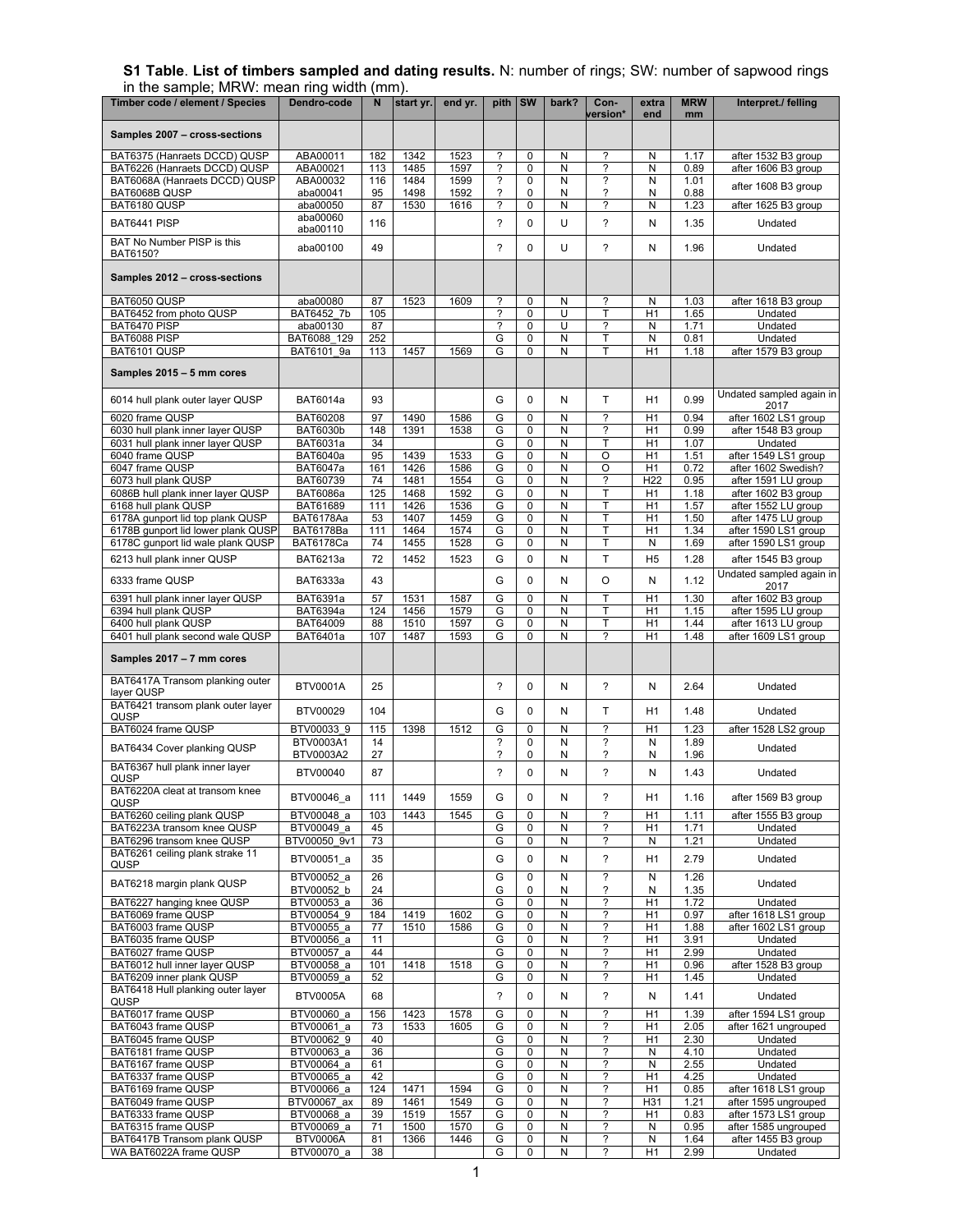**S1 Table**. **List of timbers sampled and dating results.** N: number of rings; SW: number of sapwood rings in the sample; MRW: mean ring width (mm).

| Timber code / element / Species | Dendro-code | N | start yr. | end yr. | pith | SW | bark? | Con-version* | extra end | MRW mm | Interpret./ felling |
|---|---|---|---|---|---|---|---|---|---|---|---|
| **Samples 2007 – cross-sections** | | | | | | | | | | | |
| BAT6375 (Hanraets DCCD) QUSP | ABA00011 | 182 | 1342 | 1523 | ? | 0 | N | ? | N | 1.17 | after 1532 B3 group |
| BAT6226 (Hanraets DCCD) QUSP | ABA00021 | 113 | 1485 | 1597 | ? | 0 | N | ? | N | 0.89 | after 1606 B3 group |
| BAT6068A (Hanraets DCCD) QUSP | ABA00032 | 116 | 1484 | 1599 | ? | 0 | N | ? | N | 1.01 | after 1608 B3 group |
| BAT6068B QUSP | aba00041 | 95 | 1498 | 1592 | ? | 0 | N | ? | N | 0.88 | |
| BAT6180 QUSP | aba00050 | 87 | 1530 | 1616 | ? | 0 | N | ? | N | 1.23 | after 1625 B3 group |
| BAT6441 PISP | aba00060 aba00110 | 116 | | | ? | 0 | U | ? | N | 1.35 | Undated |
| BAT No Number PISP is this BAT6150? | aba00100 | 49 | | | ? | 0 | U | ? | N | 1.96 | Undated |
| **Samples 2012 – cross-sections** | | | | | | | | | | | |
| BAT6050 QUSP | aba00080 | 87 | 1523 | 1609 | ? | 0 | N | ? | N | 1.03 | after 1618 B3 group |
| BAT6452 from photo QUSP | BAT6452_7b | 105 | | | ? | 0 | U | T | H1 | 1.65 | Undated |
| BAT6470 PISP | aba00130 | 87 | | | ? | 0 | U | ? | N | 1.71 | Undated |
| BAT6088 PISP | BAT6088_129 | 252 | | | G | 0 | N | T | N | 0.81 | Undated |
| BAT6101 QUSP | BAT6101_9a | 113 | 1457 | 1569 | G | 0 | N | T | H1 | 1.18 | after 1579 B3 group |
| **Samples 2015 – 5 mm cores** | | | | | | | | | | | |
| 6014 hull plank outer layer QUSP | BAT6014a | 93 | | | G | 0 | N | T | H1 | 0.99 | Undated sampled again in 2017 |
| 6020 frame QUSP | BAT60208 | 97 | 1490 | 1586 | G | 0 | N | ? | H1 | 0.94 | after 1602 LS1 group |
| 6030 hull plank inner layer QUSP | BAT6030b | 148 | 1391 | 1538 | G | 0 | N | ? | H1 | 0.99 | after 1548 B3 group |
| 6031 hull plank inner layer QUSP | BAT6031a | 34 | | | G | 0 | N | T | H1 | 1.07 | Undated |
| 6040 frame QUSP | BAT6040a | 95 | 1439 | 1533 | G | 0 | N | O | H1 | 1.51 | after 1549 LS1 group |
| 6047 frame QUSP | BAT6047a | 161 | 1426 | 1586 | G | 0 | N | O | H1 | 0.72 | after 1602 Swedish? |
| 6073 hull plank QUSP | BAT60739 | 74 | 1481 | 1554 | G | 0 | N | ? | H22 | 0.95 | after 1591 LU group |
| 6086B hull plank inner layer QUSP | BAT6086a | 125 | 1468 | 1592 | G | 0 | N | T | H1 | 1.18 | after 1602 B3 group |
| 6168 hull plank QUSP | BAT61689 | 111 | 1426 | 1536 | G | 0 | N | T | H1 | 1.57 | after 1552 LU group |
| 6178A gunport lid top plank QUSP | BAT6178Aa | 53 | 1407 | 1459 | G | 0 | N | T | H1 | 1.50 | after 1475 LU group |
| 6178B gunport lid lower plank QUSP | BAT6178Ba | 111 | 1464 | 1574 | G | 0 | N | T | H1 | 1.34 | after 1590 LS1 group |
| 6178C gunport lid wale plank QUSP | BAT6178Ca | 74 | 1455 | 1528 | G | 0 | N | T | N | 1.69 | after 1590 LS1 group |
| 6213 hull plank inner QUSP | BAT6213a | 72 | 1452 | 1523 | G | 0 | N | T | H5 | 1.28 | after 1545 B3 group |
| 6333 frame QUSP | BAT6333a | 43 | | | G | 0 | N | O | N | 1.12 | Undated sampled again in 2017 |
| 6391 hull plank inner layer QUSP | BAT6391a | 57 | 1531 | 1587 | G | 0 | N | T | H1 | 1.30 | after 1602 B3 group |
| 6394 hull plank QUSP | BAT6394a | 124 | 1456 | 1579 | G | 0 | N | T | H1 | 1.15 | after 1595 LU group |
| 6400 hull plank QUSP | BAT64009 | 88 | 1510 | 1597 | G | 0 | N | T | H1 | 1.44 | after 1613 LU group |
| 6401 hull plank second wale QUSP | BAT6401a | 107 | 1487 | 1593 | G | 0 | N | ? | H1 | 1.48 | after 1609 LS1 group |
| **Samples 2017 – 7 mm cores** | | | | | | | | | | | |
| BAT6417A Transom planking outer layer QUSP | BTV0001A | 25 | | | ? | 0 | N | ? | N | 2.64 | Undated |
| BAT6421 transom plank outer layer QUSP | BTV00029 | 104 | | | G | 0 | N | T | H1 | 1.48 | Undated |
| BAT6024 frame QUSP | BTV00033_9 | 115 | 1398 | 1512 | G | 0 | N | ? | H1 | 1.23 | after 1528 LS2 group |
| BAT6434 Cover planking QUSP | BTV0003A1 | 14 | | | ? | 0 | N | ? | N | 1.89 | Undated |
| | BTV0003A2 | 27 | | | ? | 0 | N | ? | N | 1.96 | |
| BAT6367 hull plank inner layer QUSP | BTV00040 | 87 | | | ? | 0 | N | ? | N | 1.43 | Undated |
| BAT6220A cleat at transom knee QUSP | BTV00046_a | 111 | 1449 | 1559 | G | 0 | N | ? | H1 | 1.16 | after 1569 B3 group |
| BAT6260 ceiling plank QUSP | BTV00048_a | 103 | 1443 | 1545 | G | 0 | N | ? | H1 | 1.11 | after 1555 B3 group |
| BAT6223A transom knee QUSP | BTV00049_a | 45 | | | G | 0 | N | ? | H1 | 1.71 | Undated |
| BAT6296 transom knee QUSP | BTV00050_9v1 | 73 | | | G | 0 | N | ? | N | 1.21 | Undated |
| BAT6261 ceiling plank strake 11 QUSP | BTV00051_a | 35 | | | G | 0 | N | ? | H1 | 2.79 | Undated |
| BAT6218 margin plank QUSP | BTV00052_a | 26 | | | G | 0 | N | ? | N | 1.26 | Undated |
| | BTV00052_b | 24 | | | G | 0 | N | ? | N | 1.35 | |
| BAT6227 hanging knee QUSP | BTV00053_a | 36 | | | G | 0 | N | ? | H1 | 1.72 | Undated |
| BAT6069 frame QUSP | BTV00054_9 | 184 | 1419 | 1602 | G | 0 | N | ? | H1 | 0.97 | after 1618 LS1 group |
| BAT6003 frame QUSP | BTV00055_a | 77 | 1510 | 1586 | G | 0 | N | ? | H1 | 1.88 | after 1602 LS1 group |
| BAT6035 frame QUSP | BTV00056_a | 11 | | | G | 0 | N | ? | H1 | 3.91 | Undated |
| BAT6027 frame QUSP | BTV00057_a | 44 | | | G | 0 | N | ? | H1 | 2.99 | Undated |
| BAT6012 hull inner layer QUSP | BTV00058_a | 101 | 1418 | 1518 | G | 0 | N | ? | H1 | 0.96 | after 1528 B3 group |
| BAT6209 inner plank QUSP | BTV00059_a | 52 | | | G | 0 | N | ? | H1 | 1.45 | Undated |
| BAT6418 Hull planking outer layer QUSP | BTV0005A | 68 | | | ? | 0 | N | ? | N | 1.41 | Undated |
| BAT6017 frame QUSP | BTV00060_a | 156 | 1423 | 1578 | G | 0 | N | ? | H1 | 1.39 | after 1594 LS1 group |
| BAT6043 frame QUSP | BTV00061_a | 73 | 1533 | 1605 | G | 0 | N | ? | H1 | 2.05 | after 1621 ungrouped |
| BAT6045 frame QUSP | BTV00062_9 | 40 | | | G | 0 | N | ? | H1 | 2.30 | Undated |
| BAT6181 frame QUSP | BTV00063_a | 36 | | | G | 0 | N | ? | N | 4.10 | Undated |
| BAT6167 frame QUSP | BTV00064_a | 61 | | | G | 0 | N | ? | N | 2.55 | Undated |
| BAT6337 frame QUSP | BTV00065_a | 42 | | | G | 0 | N | ? | H1 | 4.25 | Undated |
| BAT6169 frame QUSP | BTV00066_a | 124 | 1471 | 1594 | G | 0 | N | ? | H1 | 0.85 | after 1618 LS1 group |
| BAT6049 frame QUSP | BTV00067_ax | 89 | 1461 | 1549 | G | 0 | N | ? | H31 | 1.21 | after 1595 ungrouped |
| BAT6333 frame QUSP | BTV00068_a | 39 | 1519 | 1557 | G | 0 | N | ? | H1 | 0.83 | after 1573 LS1 group |
| BAT6315 frame QUSP | BTV00069_a | 71 | 1500 | 1570 | G | 0 | N | ? | N | 0.95 | after 1585 ungrouped |
| BAT6417B Transom plank QUSP | BTV0006A | 81 | 1366 | 1446 | G | 0 | N | ? | N | 1.64 | after 1455 B3 group |
| WA BAT6022A frame QUSP | BTV00070_a | 38 | | | G | 0 | N | ? | H1 | 2.99 | Undated |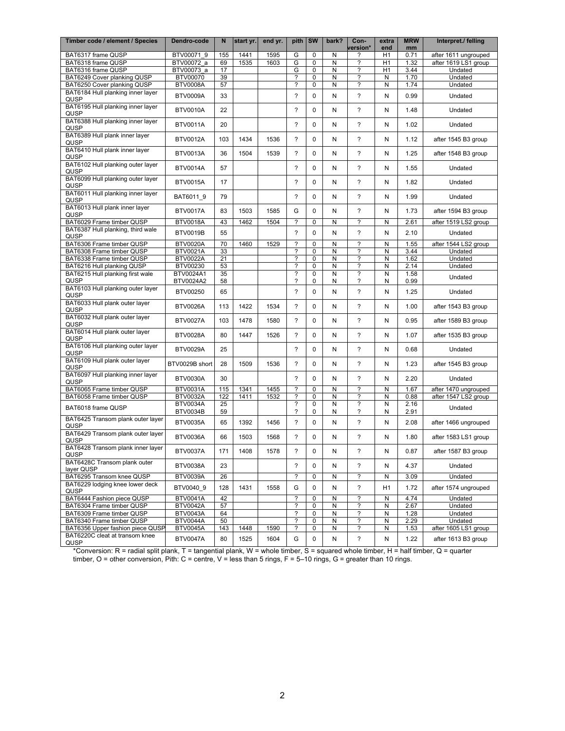| Timber code / element / Species | Dendro-code | N | start yr. | end yr. | pith | SW | bark? | Con-version* | extra end | MRW mm | Interpret./ felling |
|---|---|---|---|---|---|---|---|---|---|---|---|
| BAT6317 frame QUSP | BTV00071_9 | 155 | 1441 | 1595 | G | 0 | N | ? | H1 | 0.71 | after 1611 ungrouped |
| BAT6318 frame QUSP | BTV00072_a | 69 | 1535 | 1603 | G | 0 | N | ? | H1 | 1.32 | after 1619 LS1 group |
| BAT6316 frame QUSP | BTV00073_a | 17 | | | G | 0 | N | ? | H1 | 3.44 | Undated |
| BAT6249 Cover planking QUSP | BTV00070 | 39 | | | ? | 0 | N | ? | N | 1.70 | Undated |
| BAT6250 Cover planking QUSP | BTV0008A | 57 | | | ? | 0 | N | ? | N | 1.74 | Undated |
| BAT6184 Hull planking inner layer QUSP | BTV0009A | 33 | | | ? | 0 | N | ? | N | 0.99 | Undated |
| BAT6195 Hull planking inner layer QUSP | BTV0010A | 22 | | | ? | 0 | N | ? | N | 1.48 | Undated |
| BAT6388 Hull planking inner layer QUSP | BTV0011A | 20 | | | ? | 0 | N | ? | N | 1.02 | Undated |
| BAT6389 Hull plank inner layer QUSP | BTV0012A | 103 | 1434 | 1536 | ? | 0 | N | ? | N | 1.12 | after 1545 B3 group |
| BAT6410 Hull plank inner layer QUSP | BTV0013A | 36 | 1504 | 1539 | ? | 0 | N | ? | N | 1.25 | after 1548 B3 group |
| BAT6102 Hull planking outer layer QUSP | BTV0014A | 57 | | | ? | 0 | N | ? | N | 1.55 | Undated |
| BAT6099 Hull planking outer layer QUSP | BTV0015A | 17 | | | ? | 0 | N | ? | N | 1.82 | Undated |
| BAT6011 Hull planking inner layer QUSP | BAT6011_9 | 79 | | | ? | 0 | N | ? | N | 1.99 | Undated |
| BAT6013 Hull plank inner layer QUSP | BTV0017A | 83 | 1503 | 1585 | G | 0 | N | ? | N | 1.73 | after 1594 B3 group |
| BAT6029 Frame timber QUSP | BTV0018A | 43 | 1462 | 1504 | ? | 0 | N | ? | N | 2.61 | after 1519 LS2 group |
| BAT6387 Hull planking, third wale QUSP | BTV0019B | 55 | | | ? | 0 | N | ? | N | 2.10 | Undated |
| BAT6306 Frame timber QUSP | BTV0020A | 70 | 1460 | 1529 | ? | 0 | N | ? | N | 1.55 | after 1544 LS2 group |
| BAT6308 Frame timber QUSP | BTV0021A | 33 | | | ? | 0 | N | ? | N | 3.44 | Undated |
| BAT6338 Frame timber QUSP | BTV0022A | 21 | | | ? | 0 | N | ? | N | 1.62 | Undated |
| BAT6216 Hull planking QUSP | BTV00230 | 53 | | | ? | 0 | N | ? | N | 2.14 | Undated |
| BAT6215 Hull planking first wale QUSP | BTV0024A1<br>BTV0024A2 | 35<br>58 | | | ?<br>? | 0<br>0 | N<br>N | ?<br>? | N<br>N | 1.58<br>0.99 | Undated |
| BAT6103 Hull planking outer layer QUSP | BTV00250 | 65 | | | ? | 0 | N | ? | N | 1.25 | Undated |
| BAT6033 Hull plank outer layer QUSP | BTV0026A | 113 | 1422 | 1534 | ? | 0 | N | ? | N | 1.00 | after 1543 B3 group |
| BAT6032 Hull plank outer layer QUSP | BTV0027A | 103 | 1478 | 1580 | ? | 0 | N | ? | N | 0.95 | after 1589 B3 group |
| BAT6014 Hull plank outer layer QUSP | BTV0028A | 80 | 1447 | 1526 | ? | 0 | N | ? | N | 1.07 | after 1535 B3 group |
| BAT6106 Hull planking outer layer QUSP | BTV0029A | 25 | | | ? | 0 | N | ? | N | 0.68 | Undated |
| BAT6109 Hull plank outer layer QUSP | BTV0029B short | 28 | 1509 | 1536 | ? | 0 | N | ? | N | 1.23 | after 1545 B3 group |
| BAT6097 Hull planking inner layer QUSP | BTV0030A | 30 | | | ? | 0 | N | ? | N | 2.20 | Undated |
| BAT6065 Frame timber QUSP | BTV0031A | 115 | 1341 | 1455 | ? | 0 | N | ? | N | 1.67 | after 1470 ungrouped |
| BAT6058 Frame timber QUSP | BTV0032A | 122 | 1411 | 1532 | ? | 0 | N | ? | N | 0.88 | after 1547 LS2 group |
| BAT6018 frame QUSP | BTV0034A<br>BTV0034B | 25<br>59 | | | ?<br>? | 0<br>0 | N<br>N | ?<br>? | N<br>N | 2.16<br>2.91 | Undated |
| BAT6425 Transom plank outer layer QUSP | BTV0035A | 65 | 1392 | 1456 | ? | 0 | N | ? | N | 2.08 | after 1466 ungrouped |
| BAT6429 Transom plank outer layer QUSP | BTV0036A | 66 | 1503 | 1568 | ? | 0 | N | ? | N | 1.80 | after 1583 LS1 group |
| BAT6428 Transom plank inner layer QUSP | BTV0037A | 171 | 1408 | 1578 | ? | 0 | N | ? | N | 0.87 | after 1587 B3 group |
| BAT6428C Transom plank outer layer QUSP | BTV0038A | 23 | | | ? | 0 | N | ? | N | 4.37 | Undated |
| BAT6295 Transom knee QUSP | BTV0039A | 26 | | | ? | 0 | N | ? | N | 3.09 | Undated |
| BAT6229 lodging knee lower deck QUSP | BTV0040_9 | 128 | 1431 | 1558 | G | 0 | N | ? | H1 | 1.72 | after 1574 ungrouped |
| BAT6444 Fashion piece QUSP | BTV0041A | 42 | | | ? | 0 | N | ? | N | 4.74 | Undated |
| BAT6304 Frame timber QUSP | BTV0042A | 57 | | | ? | 0 | N | ? | N | 2.67 | Undated |
| BAT6309 Frame timber QUSP | BTV0043A | 64 | | | ? | 0 | N | ? | N | 1.28 | Undated |
| BAT6340 Frame timber QUSP | BTV0044A | 50 | | | ? | 0 | N | ? | N | 2.29 | Undated |
| BAT6356 Upper fashion piece QUSP | BTV0045A | 143 | 1448 | 1590 | ? | 0 | N | ? | N | 1.53 | after 1605 LS1 group |
| BAT6220C cleat at transom knee QUSP | BTV0047A | 80 | 1525 | 1604 | G | 0 | N | ? | N | 1.22 | after 1613 B3 group |

*Conversion: R = radial split plank, T = tangential plank, W = whole timber, S = squared whole timber, H = half timber, Q = quarter timber, O = other conversion, Pith: C = centre, V = less than 5 rings, F = 5–10 rings, G = greater than 10 rings.